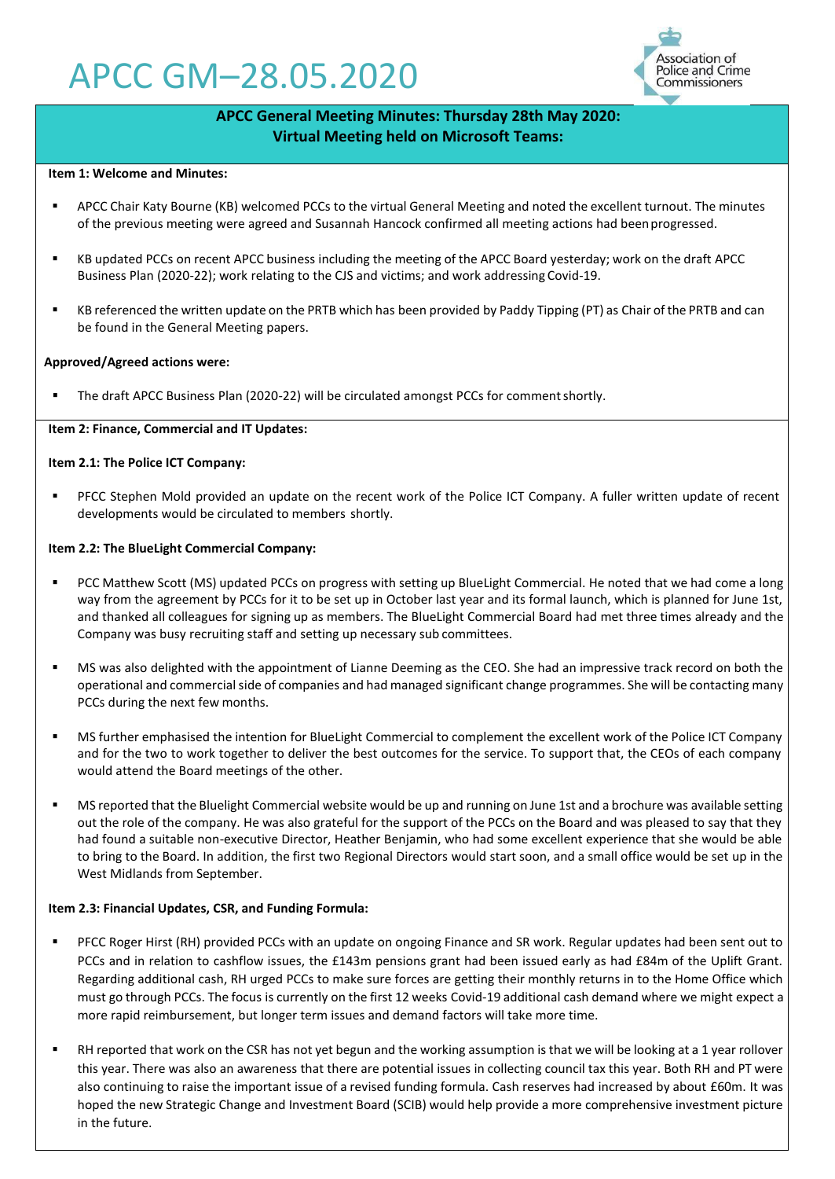# APCC GM–28.05.2020

Association of Police and Crime Commissioners

## APCC General Meeting Minutes: Thursday 28th May 2020: Virtual Meeting held on Microsoft Teams:

**Item 1: Welcome and Minutes:**

- APCC Chair Katy Bourne (KB) welcomed PCCs to the virtual General Meeting and noted the excellent turnout. The minutes of the previous meeting were agreed and Susannah Hancock confirmed all meeting actions had been progressed.
- KB updated PCCs on recent APCC business including the meeting of the APCC Board yesterday; work on the draft APCC Business Plan (2020-22); work relating to the CJS and victims; and work addressing Covid-19.
- KB referenced the written update on the PRTB which has been provided by Paddy Tipping (PT) as Chair of the PRTB and can be found in the General Meeting papers.

**Approved/Agreed actions were:**

- The draft APCC Business Plan (2020-22) will be circulated amongst PCCs for comment shortly.

**Item 2: Finance, Commercial and IT Updates:**

**Item 2.1: The Police ICT Company:**

- PFCC Stephen Mold provided an update on the recent work of the Police ICT Company. A fuller written update of recent developments would be circulated to members shortly.

**Item 2.2: The BlueLight Commercial Company:**

- PCC Matthew Scott (MS) updated PCCs on progress with setting up BlueLight Commercial. He noted that we had come a long way from the agreement by PCCs for it to be set up in October last year and its formal launch, which is planned for June 1st, and thanked all colleagues for signing up as members. The BlueLight Commercial Board had met three times already and the Company was busy recruiting staff and setting up necessary sub committees.
- MS was also delighted with the appointment of Lianne Deeming as the CEO. She had an impressive track record on both the operational and commercial side of companies and had managed significant change programmes. She will be contacting many PCCs during the next few months.
- MS further emphasised the intention for BlueLight Commercial to complement the excellent work of the Police ICT Company and for the two to work together to deliver the best outcomes for the service. To support that, the CEOs of each company would attend the Board meetings of the other.
- MS reported that the Bluelight Commercial website would be up and running on June 1st and a brochure was available setting out the role of the company. He was also grateful for the support of the PCCs on the Board and was pleased to say that they had found a suitable non-executive Director, Heather Benjamin, who had some excellent experience that she would be able to bring to the Board. In addition, the first two Regional Directors would start soon, and a small office would be set up in the West Midlands from September.

**Item 2.3: Financial Updates, CSR, and Funding Formula:**

- PFCC Roger Hirst (RH) provided PCCs with an update on ongoing Finance and SR work. Regular updates had been sent out to PCCs and in relation to cashflow issues, the £143m pensions grant had been issued early as had £84m of the Uplift Grant. Regarding additional cash, RH urged PCCs to make sure forces are getting their monthly returns in to the Home Office which must go through PCCs. The focus is currently on the first 12 weeks Covid-19 additional cash demand where we might expect a more rapid reimbursement, but longer term issues and demand factors will take more time.
- RH reported that work on the CSR has not yet begun and the working assumption is that we will be looking at a 1 year rollover this year. There was also an awareness that there are potential issues in collecting council tax this year. Both RH and PT were also continuing to raise the important issue of a revised funding formula. Cash reserves had increased by about £60m. It was hoped the new Strategic Change and Investment Board (SCIB) would help provide a more comprehensive investment picture in the future.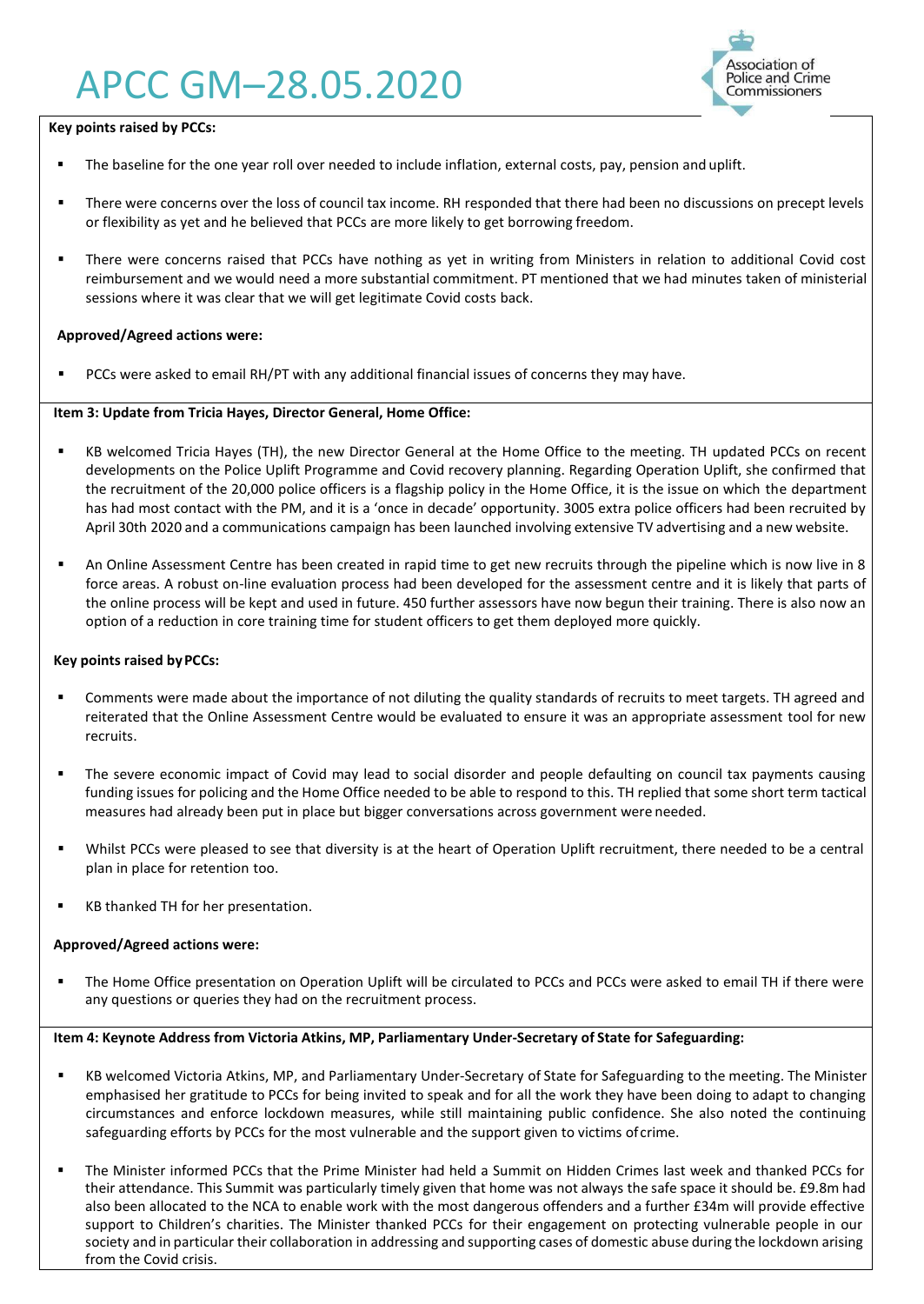# APCC GM–28.05.2020

**Key points raised by PCCs:**

- The baseline for the one year roll over needed to include inflation, external costs, pay, pension and uplift.
- There were concerns over the loss of council tax income. RH responded that there had been no discussions on precept levels or flexibility as yet and he believed that PCCs are more likely to get borrowing freedom.
- There were concerns raised that PCCs have nothing as yet in writing from Ministers in relation to additional Covid cost reimbursement and we would need a more substantial commitment. PT mentioned that we had minutes taken of ministerial sessions where it was clear that we will get legitimate Covid costs back.

**Approved/Agreed actions were:**

- PCCs were asked to email RH/PT with any additional financial issues of concerns they may have.

**Item 3: Update from Tricia Hayes, Director General, Home Office:**

- KB welcomed Tricia Hayes (TH), the new Director General at the Home Office to the meeting. TH updated PCCs on recent developments on the Police Uplift Programme and Covid recovery planning. Regarding Operation Uplift, she confirmed that the recruitment of the 20,000 police officers is a flagship policy in the Home Office, it is the issue on which the department has had most contact with the PM, and it is a 'once in decade' opportunity. 3005 extra police officers had been recruited by April 30th 2020 and a communications campaign has been launched involving extensive TV advertising and a new website.
- An Online Assessment Centre has been created in rapid time to get new recruits through the pipeline which is now live in 8 force areas. A robust on-line evaluation process had been developed for the assessment centre and it is likely that parts of the online process will be kept and used in future. 450 further assessors have now begun their training. There is also now an option of a reduction in core training time for student officers to get them deployed more quickly.

**Key points raised by PCCs:**

- Comments were made about the importance of not diluting the quality standards of recruits to meet targets. TH agreed and reiterated that the Online Assessment Centre would be evaluated to ensure it was an appropriate assessment tool for new recruits.
- The severe economic impact of Covid may lead to social disorder and people defaulting on council tax payments causing funding issues for policing and the Home Office needed to be able to respond to this. TH replied that some short term tactical measures had already been put in place but bigger conversations across government were needed.
- Whilst PCCs were pleased to see that diversity is at the heart of Operation Uplift recruitment, there needed to be a central plan in place for retention too.
- KB thanked TH for her presentation.

**Approved/Agreed actions were:**

- The Home Office presentation on Operation Uplift will be circulated to PCCs and PCCs were asked to email TH if there were any questions or queries they had on the recruitment process.

**Item 4: Keynote Address from Victoria Atkins, MP, Parliamentary Under-Secretary of State for Safeguarding:**

- KB welcomed Victoria Atkins, MP, and Parliamentary Under-Secretary of State for Safeguarding to the meeting. The Minister emphasised her gratitude to PCCs for being invited to speak and for all the work they have been doing to adapt to changing circumstances and enforce lockdown measures, while still maintaining public confidence. She also noted the continuing safeguarding efforts by PCCs for the most vulnerable and the support given to victims of crime.
- The Minister informed PCCs that the Prime Minister had held a Summit on Hidden Crimes last week and thanked PCCs for their attendance. This Summit was particularly timely given that home was not always the safe space it should be. £9.8m had also been allocated to the NCA to enable work with the most dangerous offenders and a further £34m will provide effective support to Children's charities. The Minister thanked PCCs for their engagement on protecting vulnerable people in our society and in particular their collaboration in addressing and supporting cases of domestic abuse during the lockdown arising from the Covid crisis.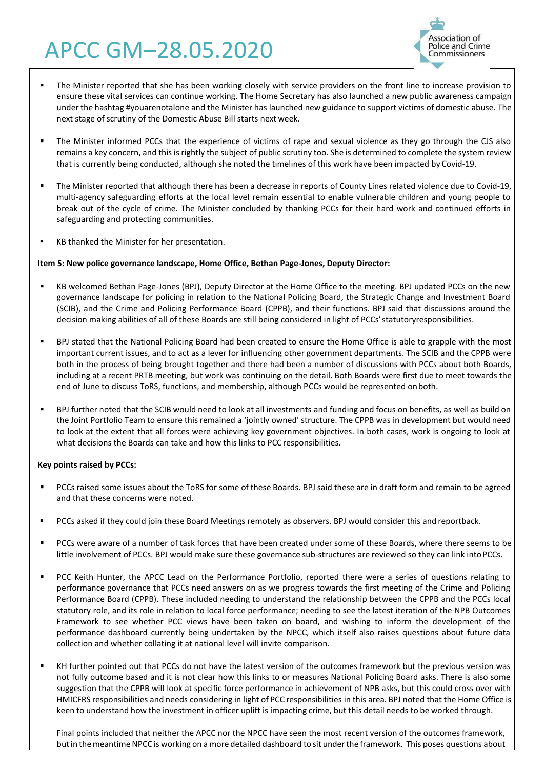- The Minister reported that she has been working closely with service providers on the front line to increase provision to ensure these vital services can continue working. The Home Secretary has also launched a new public awareness campaign under the hashtag #youarenotalone and the Minister has launched new guidance to support victims of domestic abuse. The next stage of scrutiny of the Domestic Abuse Bill starts next week.

- The Minister informed PCCs that the experience of victims of rape and sexual violence as they go through the CJS also remains a key concern, and this is rightly the subject of public scrutiny too. She is determined to complete the system review that is currently being conducted, although she noted the timelines of this work have been impacted by Covid-19.

- The Minister reported that although there has been a decrease in reports of County Lines related violence due to Covid-19, multi-agency safeguarding efforts at the local level remain essential to enable vulnerable children and young people to break out of the cycle of crime. The Minister concluded by thanking PCCs for their hard work and continued efforts in safeguarding and protecting communities.

- KB thanked the Minister for her presentation.

**Item 5: New police governance landscape, Home Office, Bethan Page-Jones, Deputy Director:**

- KB welcomed Bethan Page-Jones (BPJ), Deputy Director at the Home Office to the meeting. BPJ updated PCCs on the new governance landscape for policing in relation to the National Policing Board, the Strategic Change and Investment Board (SCIB), and the Crime and Policing Performance Board (CPPB), and their functions. BPJ said that discussions around the decision making abilities of all of these Boards are still being considered in light of PCCs' statutoryresponsibilities.

- BPJ stated that the National Policing Board had been created to ensure the Home Office is able to grapple with the most important current issues, and to act as a lever for influencing other government departments. The SCIB and the CPPB were both in the process of being brought together and there had been a number of discussions with PCCs about both Boards, including at a recent PRTB meeting, but work was continuing on the detail. Both Boards were first due to meet towards the end of June to discuss ToRS, functions, and membership, although PCCs would be represented on both.

- BPJ further noted that the SCIB would need to look at all investments and funding and focus on benefits, as well as build on the Joint Portfolio Team to ensure this remained a 'jointly owned' structure. The CPPB was in development but would need to look at the extent that all forces were achieving key government objectives. In both cases, work is ongoing to look at what decisions the Boards can take and how this links to PCC responsibilities.

**Key points raised by PCCs:**

- PCCs raised some issues about the ToRS for some of these Boards. BPJ said these are in draft form and remain to be agreed and that these concerns were noted.

- PCCs asked if they could join these Board Meetings remotely as observers. BPJ would consider this and reportback.

- PCCs were aware of a number of task forces that have been created under some of these Boards, where there seems to be little involvement of PCCs. BPJ would make sure these governance sub-structures are reviewed so they can link into PCCs.

- PCC Keith Hunter, the APCC Lead on the Performance Portfolio, reported there were a series of questions relating to performance governance that PCCs need answers on as we progress towards the first meeting of the Crime and Policing Performance Board (CPPB). These included needing to understand the relationship between the CPPB and the PCCs local statutory role, and its role in relation to local force performance; needing to see the latest iteration of the NPB Outcomes Framework to see whether PCC views have been taken on board, and wishing to inform the development of the performance dashboard currently being undertaken by the NPCC, which itself also raises questions about future data collection and whether collating it at national level will invite comparison.

- KH further pointed out that PCCs do not have the latest version of the outcomes framework but the previous version was not fully outcome based and it is not clear how this links to or measures National Policing Board asks. There is also some suggestion that the CPPB will look at specific force performance in achievement of NPB asks, but this could cross over with HMICFRS responsibilities and needs considering in light of PCC responsibilities in this area. BPJ noted that the Home Office is keen to understand how the investment in officer uplift is impacting crime, but this detail needs to be worked through.

  Final points included that neither the APCC nor the NPCC have seen the most recent version of the outcomes framework, but in the meantime NPCC is working on a more detailed dashboard to sit under the framework. This poses questions about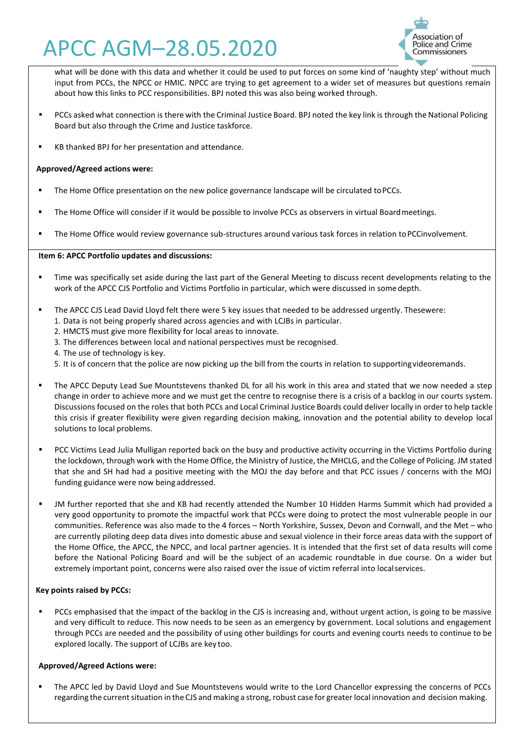what will be done with this data and whether it could be used to put forces on some kind of 'naughty step' without much input from PCCs, the NPCC or HMIC. NPCC are trying to get agreement to a wider set of measures but questions remain about how this links to PCC responsibilities. BPJ noted this was also being worked through.

- PCCs asked what connection is there with the Criminal Justice Board. BPJ noted the key link is through the National Policing Board but also through the Crime and Justice taskforce.
- KB thanked BPJ for her presentation and attendance.

**Approved/Agreed actions were:**

- The Home Office presentation on the new police governance landscape will be circulated to PCCs.
- The Home Office will consider if it would be possible to involve PCCs as observers in virtual Board meetings.
- The Home Office would review governance sub-structures around various task forces in relation to PCC involvement.

**Item 6: APCC Portfolio updates and discussions:**

- Time was specifically set aside during the last part of the General Meeting to discuss recent developments relating to the work of the APCC CJS Portfolio and Victims Portfolio in particular, which were discussed in some depth.
- The APCC CJS Lead David Lloyd felt there were 5 key issues that needed to be addressed urgently. These were:
  1. Data is not being properly shared across agencies and with LCJBs in particular.
  2. HMCTS must give more flexibility for local areas to innovate.
  3. The differences between local and national perspectives must be recognised.
  4. The use of technology is key.
  5. It is of concern that the police are now picking up the bill from the courts in relation to supporting video remands.
- The APCC Deputy Lead Sue Mountstevens thanked DL for all his work in this area and stated that we now needed a step change in order to achieve more and we must get the centre to recognise there is a crisis of a backlog in our courts system. Discussions focused on the roles that both PCCs and Local Criminal Justice Boards could deliver locally in order to help tackle this crisis if greater flexibility were given regarding decision making, innovation and the potential ability to develop local solutions to local problems.
- PCC Victims Lead Julia Mulligan reported back on the busy and productive activity occurring in the Victims Portfolio during the lockdown, through work with the Home Office, the Ministry of Justice, the MHCLG, and the College of Policing. JM stated that she and SH had had a positive meeting with the MOJ the day before and that PCC issues / concerns with the MOJ funding guidance were now being addressed.
- JM further reported that she and KB had recently attended the Number 10 Hidden Harms Summit which had provided a very good opportunity to promote the impactful work that PCCs were doing to protect the most vulnerable people in our communities. Reference was also made to the 4 forces – North Yorkshire, Sussex, Devon and Cornwall, and the Met – who are currently piloting deep data dives into domestic abuse and sexual violence in their force areas data with the support of the Home Office, the APCC, the NPCC, and local partner agencies. It is intended that the first set of data results will come before the National Policing Board and will be the subject of an academic roundtable in due course. On a wider but extremely important point, concerns were also raised over the issue of victim referral into local services.

**Key points raised by PCCs:**

- PCCs emphasised that the impact of the backlog in the CJS is increasing and, without urgent action, is going to be massive and very difficult to reduce. This now needs to be seen as an emergency by government. Local solutions and engagement through PCCs are needed and the possibility of using other buildings for courts and evening courts needs to continue to be explored locally. The support of LCJBs are key too.

**Approved/Agreed Actions were:**

- The APCC led by David Lloyd and Sue Mountstevens would write to the Lord Chancellor expressing the concerns of PCCs regarding the current situation in the CJS and making a strong, robust case for greater local innovation and decision making.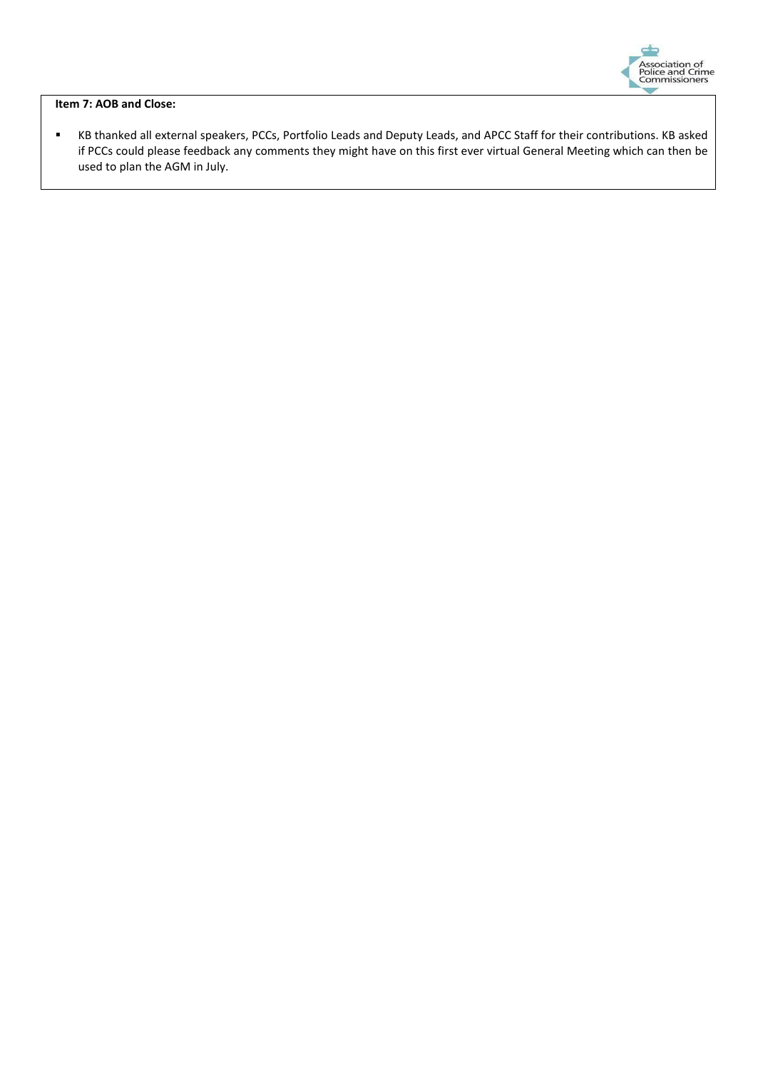**Item 7: AOB and Close:**

- KB thanked all external speakers, PCCs, Portfolio Leads and Deputy Leads, and APCC Staff for their contributions. KB asked if PCCs could please feedback any comments they might have on this first ever virtual General Meeting which can then be used to plan the AGM in July.